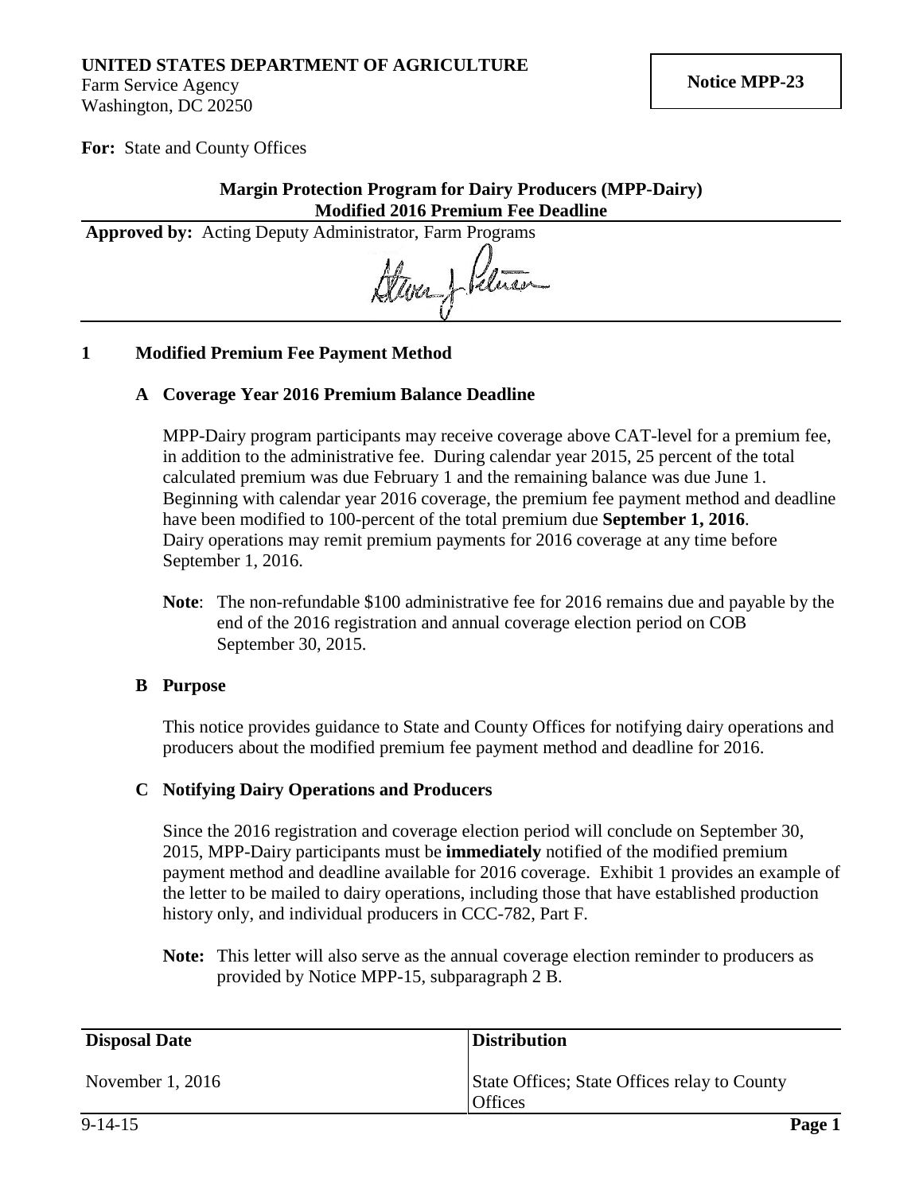**UNITED STATES DEPARTMENT OF AGRICULTURE**
Farm Service Agency
Washington, DC 20250

**Notice MPP-23**

**For:** State and County Offices

**Margin Protection Program for Dairy Producers (MPP-Dairy)**
**Modified 2016 Premium Fee Deadline**

**Approved by:** Acting Deputy Administrator, Farm Programs

## 1 Modified Premium Fee Payment Method

### A Coverage Year 2016 Premium Balance Deadline

MPP-Dairy program participants may receive coverage above CAT-level for a premium fee, in addition to the administrative fee. During calendar year 2015, 25 percent of the total calculated premium was due February 1 and the remaining balance was due June 1. Beginning with calendar year 2016 coverage, the premium fee payment method and deadline have been modified to 100-percent of the total premium due **September 1, 2016**. Dairy operations may remit premium payments for 2016 coverage at any time before September 1, 2016.

**Note**: The non-refundable $100 administrative fee for 2016 remains due and payable by the end of the 2016 registration and annual coverage election period on COB September 30, 2015.

### B Purpose

This notice provides guidance to State and County Offices for notifying dairy operations and producers about the modified premium fee payment method and deadline for 2016.

### C Notifying Dairy Operations and Producers

Since the 2016 registration and coverage election period will conclude on September 30, 2015, MPP-Dairy participants must be **immediately** notified of the modified premium payment method and deadline available for 2016 coverage. Exhibit 1 provides an example of the letter to be mailed to dairy operations, including those that have established production history only, and individual producers in CCC-782, Part F.

**Note:** This letter will also serve as the annual coverage election reminder to producers as provided by Notice MPP-15, subparagraph 2 B.

| Disposal Date | Distribution |
|---|---|
| November 1, 2016 | State Offices; State Offices relay to County Offices |

9-14-15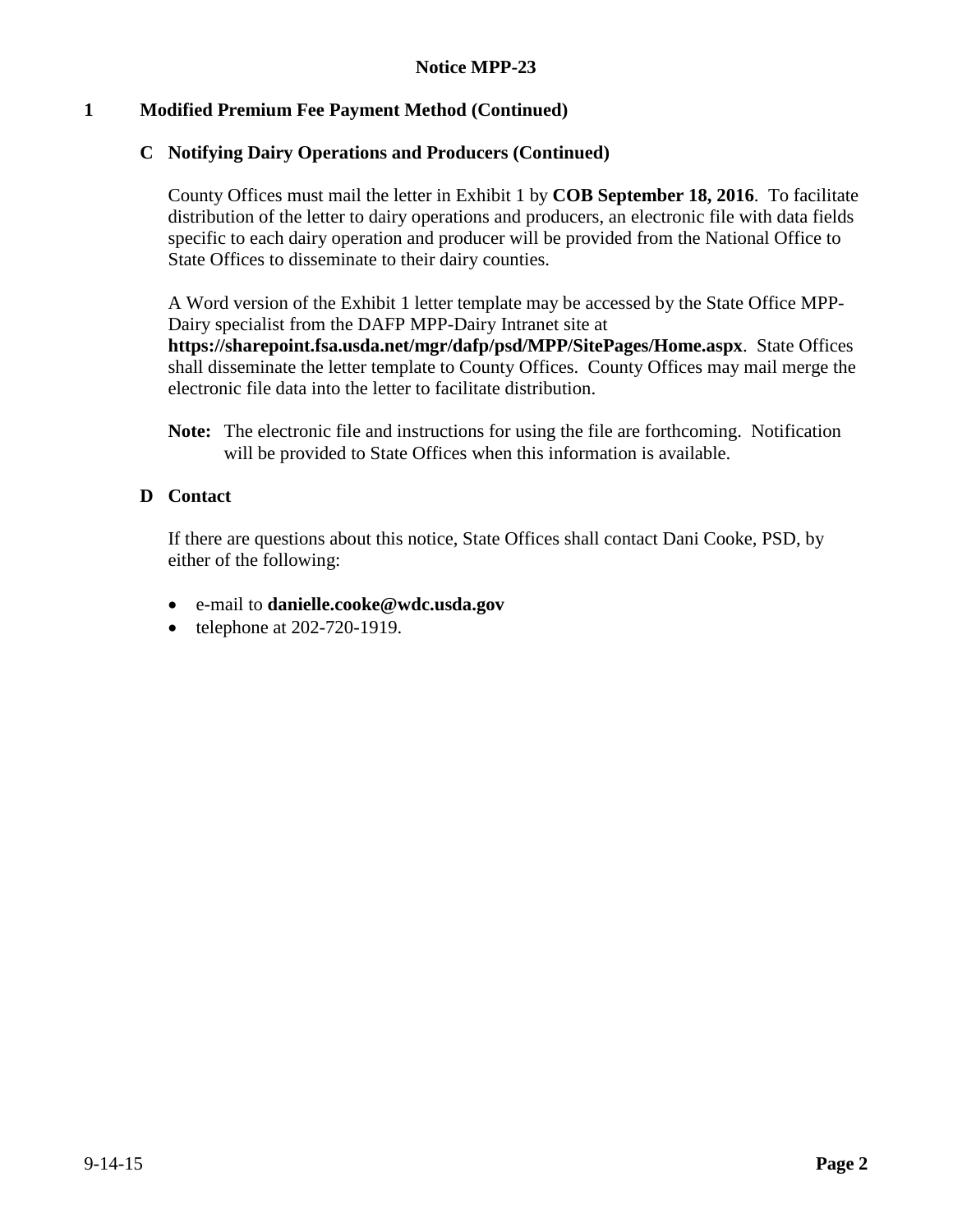## 1 Modified Premium Fee Payment Method (Continued)

### C Notifying Dairy Operations and Producers (Continued)

County Offices must mail the letter in Exhibit 1 by **COB September 18, 2016**. To facilitate distribution of the letter to dairy operations and producers, an electronic file with data fields specific to each dairy operation and producer will be provided from the National Office to State Offices to disseminate to their dairy counties.

A Word version of the Exhibit 1 letter template may be accessed by the State Office MPP-Dairy specialist from the DAFP MPP-Dairy Intranet site at **https://sharepoint.fsa.usda.net/mgr/dafp/psd/MPP/SitePages/Home.aspx**. State Offices shall disseminate the letter template to County Offices. County Offices may mail merge the electronic file data into the letter to facilitate distribution.

**Note:** The electronic file and instructions for using the file are forthcoming. Notification will be provided to State Offices when this information is available.

### D Contact

If there are questions about this notice, State Offices shall contact Dani Cooke, PSD, by either of the following:

- e-mail to **danielle.cooke@wdc.usda.gov**
- telephone at 202-720-1919.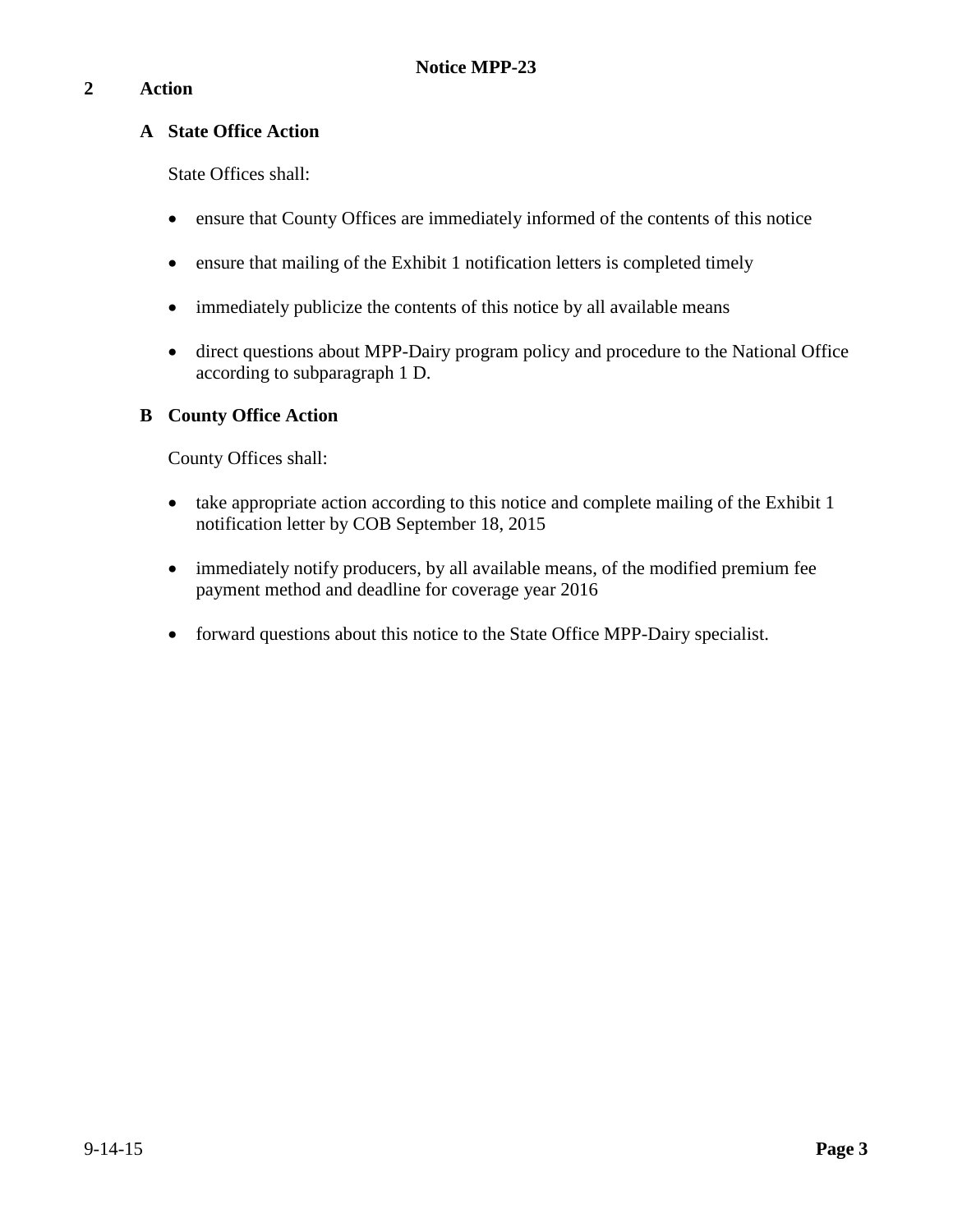## 2 Action

### A State Office Action

State Offices shall:

- ensure that County Offices are immediately informed of the contents of this notice
- ensure that mailing of the Exhibit 1 notification letters is completed timely
- immediately publicize the contents of this notice by all available means
- direct questions about MPP-Dairy program policy and procedure to the National Office according to subparagraph 1 D.

### B County Office Action

County Offices shall:

- take appropriate action according to this notice and complete mailing of the Exhibit 1 notification letter by COB September 18, 2015
- immediately notify producers, by all available means, of the modified premium fee payment method and deadline for coverage year 2016
- forward questions about this notice to the State Office MPP-Dairy specialist.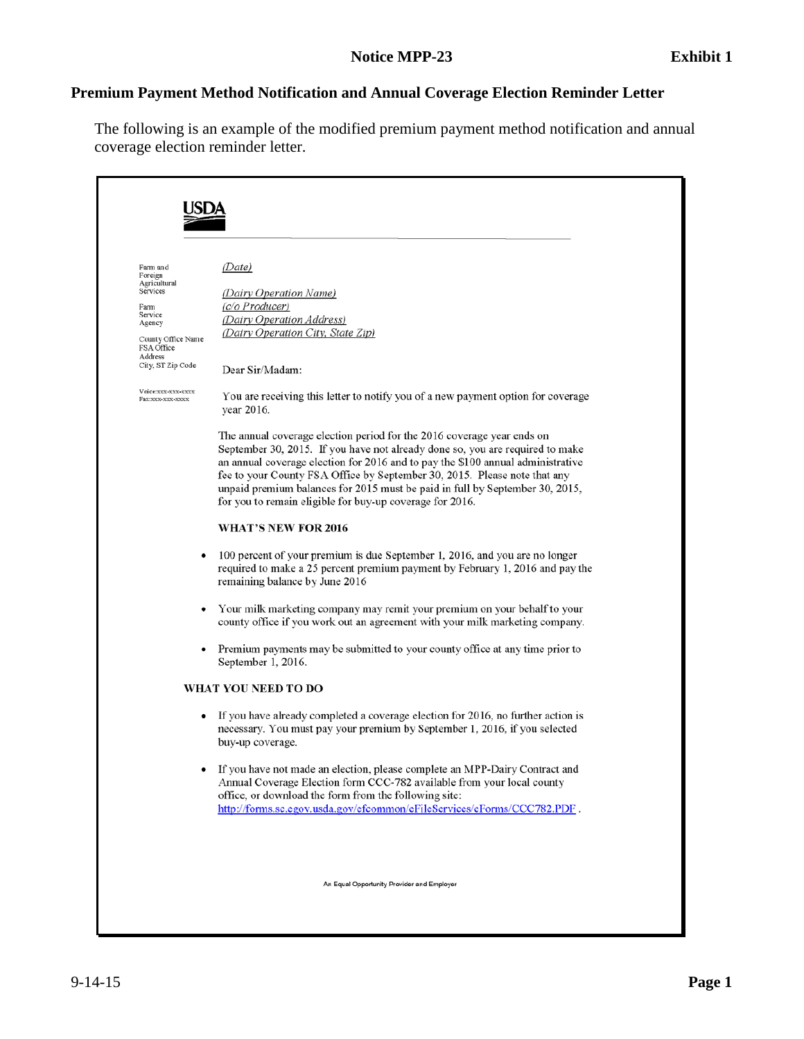## Premium Payment Method Notification and Annual Coverage Election Reminder Letter

The following is an example of the modified premium payment method notification and annual coverage election reminder letter.

---

**USDA**

Farm and Foreign Agricultural Services

Farm Service Agency

County Office Name
FSA Office
Address
City, ST Zip Code

Voice:xxx-xxx-xxxx
Fax:xxxx-xxx-xxxx

*(Date)*

*(Dairy Operation Name)*
*(c/o Producer)*
*(Dairy Operation Address)*
*(Dairy Operation City, State Zip)*

Dear Sir/Madam:

You are receiving this letter to notify you of a new payment option for coverage year 2016.

The annual coverage election period for the 2016 coverage year ends on September 30, 2015. If you have not already done so, you are required to make an annual coverage election for 2016 and to pay the $100 annual administrative fee to your County FSA Office by September 30, 2015. Please note that any unpaid premium balances for 2015 must be paid in full by September 30, 2015, for you to remain eligible for buy-up coverage for 2016.

**WHAT'S NEW FOR 2016**

- 100 percent of your premium is due September 1, 2016, and you are no longer required to make a 25 percent premium payment by February 1, 2016 and pay the remaining balance by June 2016
- Your milk marketing company may remit your premium on your behalf to your county office if you work out an agreement with your milk marketing company.
- Premium payments may be submitted to your county office at any time prior to September 1, 2016.

**WHAT YOU NEED TO DO**

- If you have already completed a coverage election for 2016, no further action is necessary. You must pay your premium by September 1, 2016, if you selected buy-up coverage.
- If you have not made an election, please complete an MPP-Dairy Contract and Annual Coverage Election form CCC-782 available from your local county office, or download the form from the following site: http://forms.sc.egov.usda.gov/efcommon/eFileServices/eForms/CCC782.PDF .

An Equal Opportunity Provider and Employer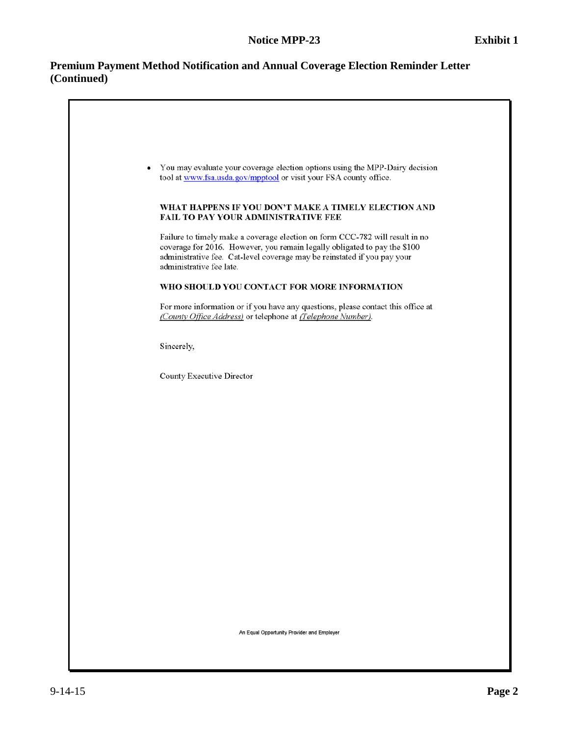## Premium Payment Method Notification and Annual Coverage Election Reminder Letter (Continued)

- You may evaluate your coverage election options using the MPP-Dairy decision tool at [www.fsa.usda.gov/mpptool](http://www.fsa.usda.gov/mpptool) or visit your FSA county office.

**WHAT HAPPENS IF YOU DON'T MAKE A TIMELY ELECTION AND FAIL TO PAY YOUR ADMINISTRATIVE FEE**

Failure to timely make a coverage election on form CCC-782 will result in no coverage for 2016. However, you remain legally obligated to pay the $100 administrative fee. Cat-level coverage may be reinstated if you pay your administrative fee late.

**WHO SHOULD YOU CONTACT FOR MORE INFORMATION**

For more information or if you have any questions, please contact this office at *(County Office Address)* or telephone at *(Telephone Number)*.

Sincerely,

County Executive Director

An Equal Opportunity Provider and Employer